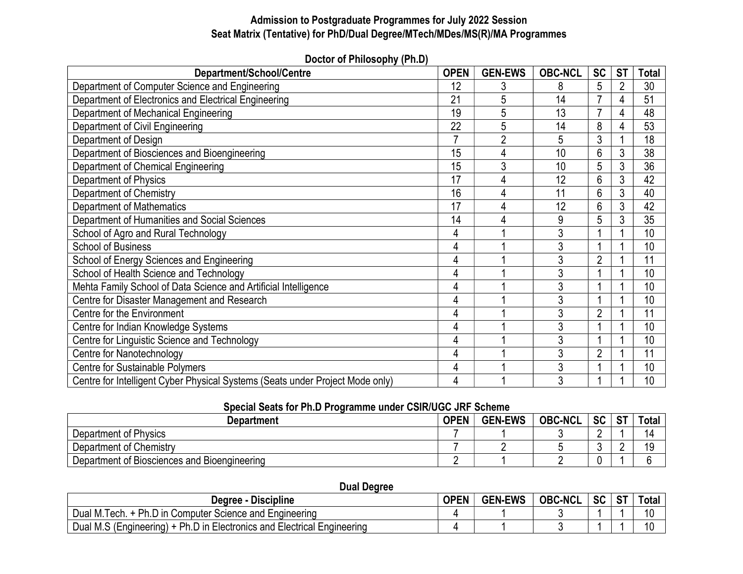## Admission to Postgraduate Programmes for July 2022 Session
## Seat Matrix (Tentative) for PhD/Dual Degree/MTech/MDes/MS(R)/MA Programmes

### Doctor of Philosophy (Ph.D)

| Department/School/Centre | OPEN | GEN-EWS | OBC-NCL | SC | ST | Total |
|---|---|---|---|---|---|---|
| Department of Computer Science and Engineering | 12 | 3 | 8 | 5 | 2 | 30 |
| Department of Electronics and Electrical Engineering | 21 | 5 | 14 | 7 | 4 | 51 |
| Department of Mechanical Engineering | 19 | 5 | 13 | 7 | 4 | 48 |
| Department of Civil Engineering | 22 | 5 | 14 | 8 | 4 | 53 |
| Department of Design | 7 | 2 | 5 | 3 | 1 | 18 |
| Department of Biosciences and Bioengineering | 15 | 4 | 10 | 6 | 3 | 38 |
| Department of Chemical Engineering | 15 | 3 | 10 | 5 | 3 | 36 |
| Department of Physics | 17 | 4 | 12 | 6 | 3 | 42 |
| Department of Chemistry | 16 | 4 | 11 | 6 | 3 | 40 |
| Department of Mathematics | 17 | 4 | 12 | 6 | 3 | 42 |
| Department of Humanities and Social Sciences | 14 | 4 | 9 | 5 | 3 | 35 |
| School of Agro and Rural Technology | 4 | 1 | 3 | 1 | 1 | 10 |
| School of Business | 4 | 1 | 3 | 1 | 1 | 10 |
| School of Energy Sciences and Engineering | 4 | 1 | 3 | 2 | 1 | 11 |
| School of Health Science and Technology | 4 | 1 | 3 | 1 | 1 | 10 |
| Mehta Family School of Data Science and Artificial Intelligence | 4 | 1 | 3 | 1 | 1 | 10 |
| Centre for Disaster Management and Research | 4 | 1 | 3 | 1 | 1 | 10 |
| Centre for the Environment | 4 | 1 | 3 | 2 | 1 | 11 |
| Centre for Indian Knowledge Systems | 4 | 1 | 3 | 1 | 1 | 10 |
| Centre for Linguistic Science and Technology | 4 | 1 | 3 | 1 | 1 | 10 |
| Centre for Nanotechnology | 4 | 1 | 3 | 2 | 1 | 11 |
| Centre for Sustainable Polymers | 4 | 1 | 3 | 1 | 1 | 10 |
| Centre for Intelligent Cyber Physical Systems (Seats under Project Mode only) | 4 | 1 | 3 | 1 | 1 | 10 |

### Special Seats for Ph.D Programme under CSIR/UGC JRF Scheme

| Department | OPEN | GEN-EWS | OBC-NCL | SC | ST | Total |
|---|---|---|---|---|---|---|
| Department of Physics | 7 | 1 | 3 | 2 | 1 | 14 |
| Department of Chemistry | 7 | 2 | 5 | 3 | 2 | 19 |
| Department of Biosciences and Bioengineering | 2 | 1 | 2 | 0 | 1 | 6 |

### Dual Degree

| Degree - Discipline | OPEN | GEN-EWS | OBC-NCL | SC | ST | Total |
|---|---|---|---|---|---|---|
| Dual M.Tech. + Ph.D in Computer Science and Engineering | 4 | 1 | 3 | 1 | 1 | 10 |
| Dual M.S (Engineering) + Ph.D in Electronics and Electrical Engineering | 4 | 1 | 3 | 1 | 1 | 10 |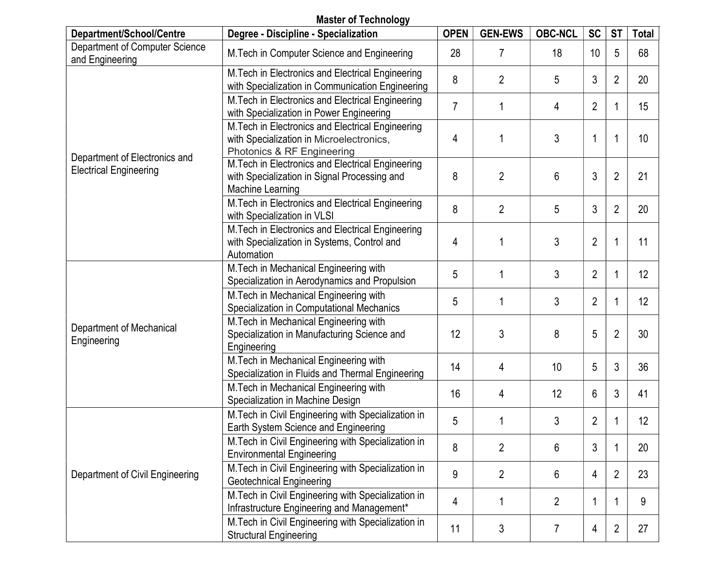**Master of Technology**

| Department/School/Centre | Degree - Discipline - Specialization | OPEN | GEN-EWS | OBC-NCL | SC | ST | Total |
|---|---|---|---|---|---|---|---|
| Department of Computer Science and Engineering | M.Tech in Computer Science and Engineering | 28 | 7 | 18 | 10 | 5 | 68 |
| Department of Electronics and Electrical Engineering | M.Tech in Electronics and Electrical Engineering with Specialization in Communication Engineering | 8 | 2 | 5 | 3 | 2 | 20 |
| | M.Tech in Electronics and Electrical Engineering with Specialization in Power Engineering | 7 | 1 | 4 | 2 | 1 | 15 |
| | M.Tech in Electronics and Electrical Engineering with Specialization in Microelectronics, Photonics & RF Engineering | 4 | 1 | 3 | 1 | 1 | 10 |
| | M.Tech in Electronics and Electrical Engineering with Specialization in Signal Processing and Machine Learning | 8 | 2 | 6 | 3 | 2 | 21 |
| | M.Tech in Electronics and Electrical Engineering with Specialization in VLSI | 8 | 2 | 5 | 3 | 2 | 20 |
| | M.Tech in Electronics and Electrical Engineering with Specialization in Systems, Control and Automation | 4 | 1 | 3 | 2 | 1 | 11 |
| Department of Mechanical Engineering | M.Tech in Mechanical Engineering with Specialization in Aerodynamics and Propulsion | 5 | 1 | 3 | 2 | 1 | 12 |
| | M.Tech in Mechanical Engineering with Specialization in Computational Mechanics | 5 | 1 | 3 | 2 | 1 | 12 |
| | M.Tech in Mechanical Engineering with Specialization in Manufacturing Science and Engineering | 12 | 3 | 8 | 5 | 2 | 30 |
| | M.Tech in Mechanical Engineering with Specialization in Fluids and Thermal Engineering | 14 | 4 | 10 | 5 | 3 | 36 |
| | M.Tech in Mechanical Engineering with Specialization in Machine Design | 16 | 4 | 12 | 6 | 3 | 41 |
| Department of Civil Engineering | M.Tech in Civil Engineering with Specialization in Earth System Science and Engineering | 5 | 1 | 3 | 2 | 1 | 12 |
| | M.Tech in Civil Engineering with Specialization in Environmental Engineering | 8 | 2 | 6 | 3 | 1 | 20 |
| | M.Tech in Civil Engineering with Specialization in Geotechnical Engineering | 9 | 2 | 6 | 4 | 2 | 23 |
| | M.Tech in Civil Engineering with Specialization in Infrastructure Engineering and Management* | 4 | 1 | 2 | 1 | 1 | 9 |
| | M.Tech in Civil Engineering with Specialization in Structural Engineering | 11 | 3 | 7 | 4 | 2 | 27 |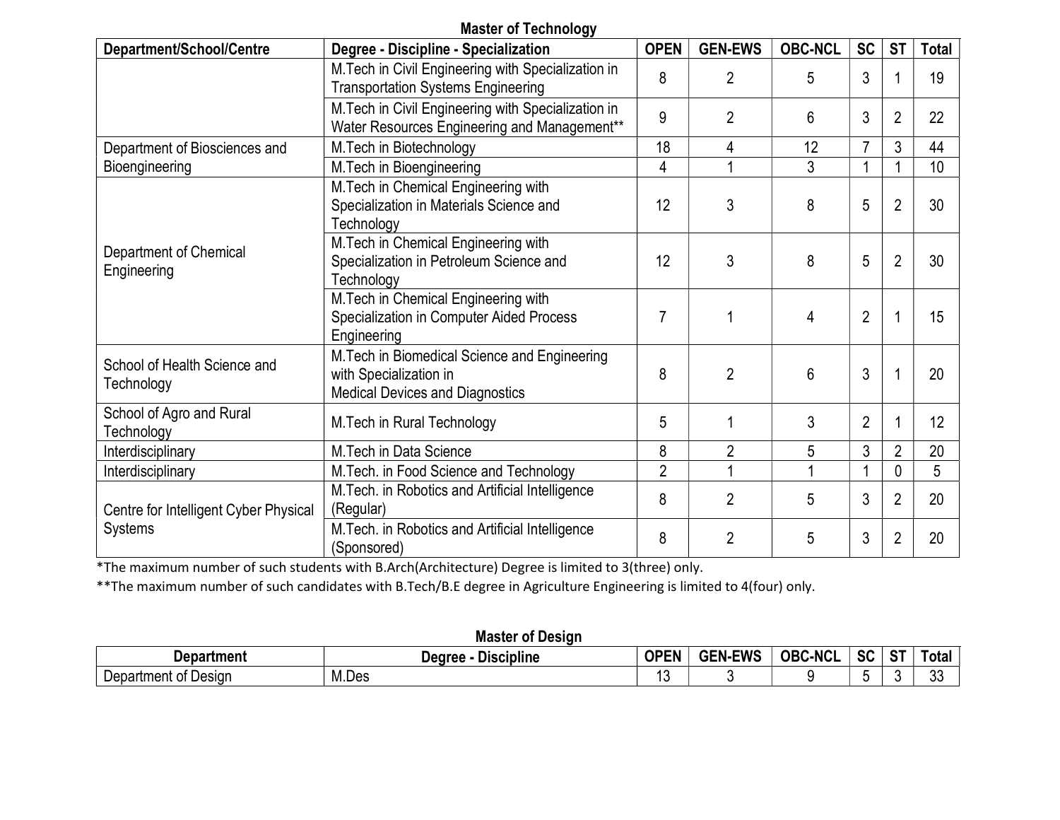### Master of Technology

| Department/School/Centre | Degree - Discipline - Specialization | OPEN | GEN-EWS | OBC-NCL | SC | ST | Total |
|---|---|---|---|---|---|---|---|
| | M.Tech in Civil Engineering with Specialization in Transportation Systems Engineering | 8 | 2 | 5 | 3 | 1 | 19 |
| | M.Tech in Civil Engineering with Specialization in Water Resources Engineering and Management** | 9 | 2 | 6 | 3 | 2 | 22 |
| Department of Biosciences and Bioengineering | M.Tech in Biotechnology | 18 | 4 | 12 | 7 | 3 | 44 |
| | M.Tech in Bioengineering | 4 | 1 | 3 | 1 | 1 | 10 |
| Department of Chemical Engineering | M.Tech in Chemical Engineering with Specialization in Materials Science and Technology | 12 | 3 | 8 | 5 | 2 | 30 |
| | M.Tech in Chemical Engineering with Specialization in Petroleum Science and Technology | 12 | 3 | 8 | 5 | 2 | 30 |
| | M.Tech in Chemical Engineering with Specialization in Computer Aided Process Engineering | 7 | 1 | 4 | 2 | 1 | 15 |
| School of Health Science and Technology | M.Tech in Biomedical Science and Engineering with Specialization in Medical Devices and Diagnostics | 8 | 2 | 6 | 3 | 1 | 20 |
| School of Agro and Rural Technology | M.Tech in Rural Technology | 5 | 1 | 3 | 2 | 1 | 12 |
| Interdisciplinary | M.Tech in Data Science | 8 | 2 | 5 | 3 | 2 | 20 |
| Interdisciplinary | M.Tech. in Food Science and Technology | 2 | 1 | 1 | 1 | 0 | 5 |
| Centre for Intelligent Cyber Physical Systems | M.Tech. in Robotics and Artificial Intelligence (Regular) | 8 | 2 | 5 | 3 | 2 | 20 |
| | M.Tech. in Robotics and Artificial Intelligence (Sponsored) | 8 | 2 | 5 | 3 | 2 | 20 |

*The maximum number of such students with B.Arch(Architecture) Degree is limited to 3(three) only.

**The maximum number of such candidates with B.Tech/B.E degree in Agriculture Engineering is limited to 4(four) only.

### Master of Design

| Department | Degree - Discipline | OPEN | GEN-EWS | OBC-NCL | SC | ST | Total |
|---|---|---|---|---|---|---|---|
| Department of Design | M.Des | 13 | 3 | 9 | 5 | 3 | 33 |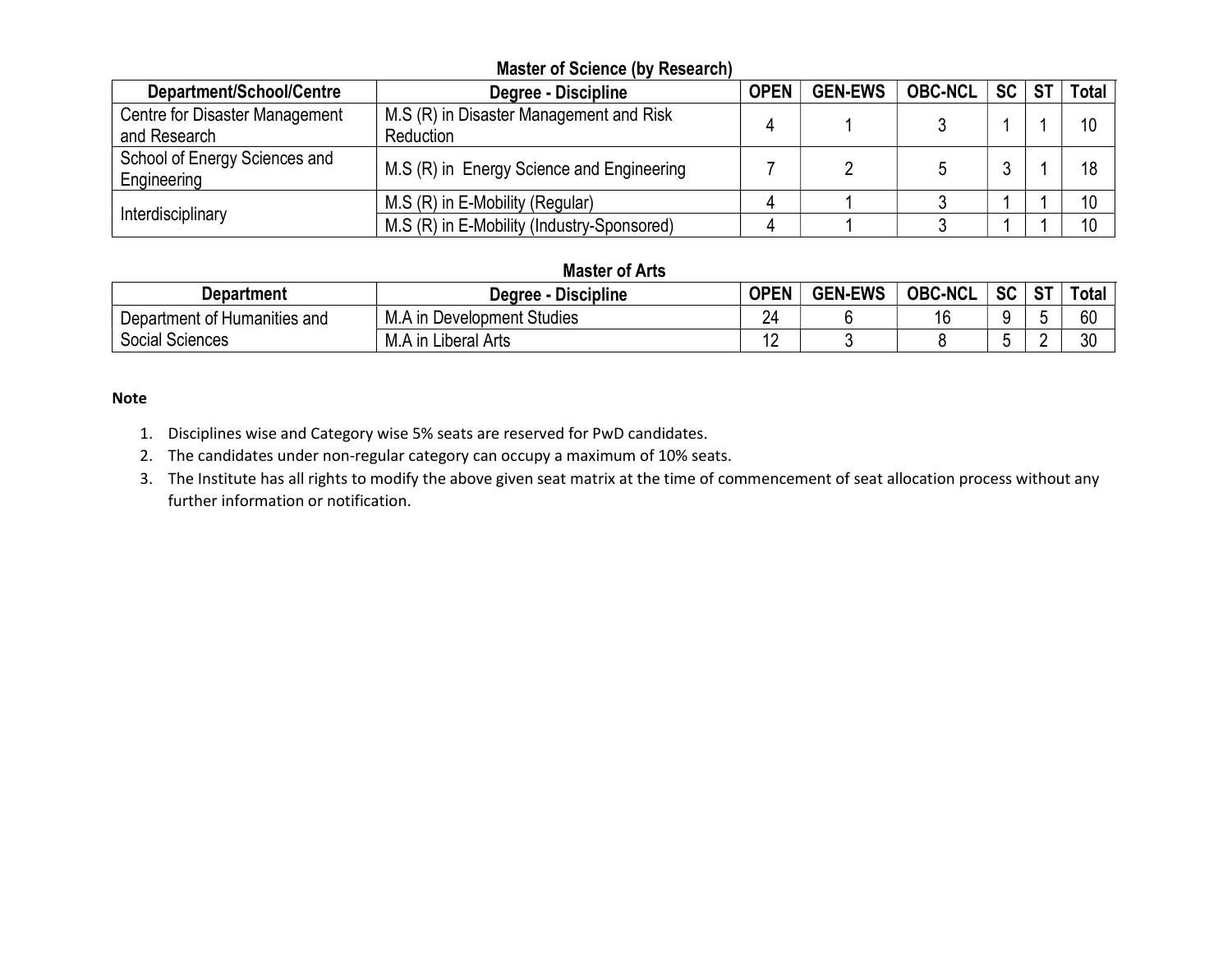## Master of Science (by Research)

| Department/School/Centre | Degree - Discipline | OPEN | GEN-EWS | OBC-NCL | SC | ST | Total |
|---|---|---|---|---|---|---|---|
| Centre for Disaster Management and Research | M.S (R) in Disaster Management and Risk Reduction | 4 | 1 | 3 | 1 | 1 | 10 |
| School of Energy Sciences and Engineering | M.S (R) in Energy Science and Engineering | 7 | 2 | 5 | 3 | 1 | 18 |
| Interdisciplinary | M.S (R) in E-Mobility (Regular) | 4 | 1 | 3 | 1 | 1 | 10 |
| | M.S (R) in E-Mobility (Industry-Sponsored) | 4 | 1 | 3 | 1 | 1 | 10 |

## Master of Arts

| Department | Degree - Discipline | OPEN | GEN-EWS | OBC-NCL | SC | ST | Total |
|---|---|---|---|---|---|---|---|
| Department of Humanities and Social Sciences | M.A in Development Studies | 24 | 6 | 16 | 9 | 5 | 60 |
| | M.A in Liberal Arts | 12 | 3 | 8 | 5 | 2 | 30 |

**Note**

1. Disciplines wise and Category wise 5% seats are reserved for PwD candidates.
2. The candidates under non-regular category can occupy a maximum of 10% seats.
3. The Institute has all rights to modify the above given seat matrix at the time of commencement of seat allocation process without any further information or notification.